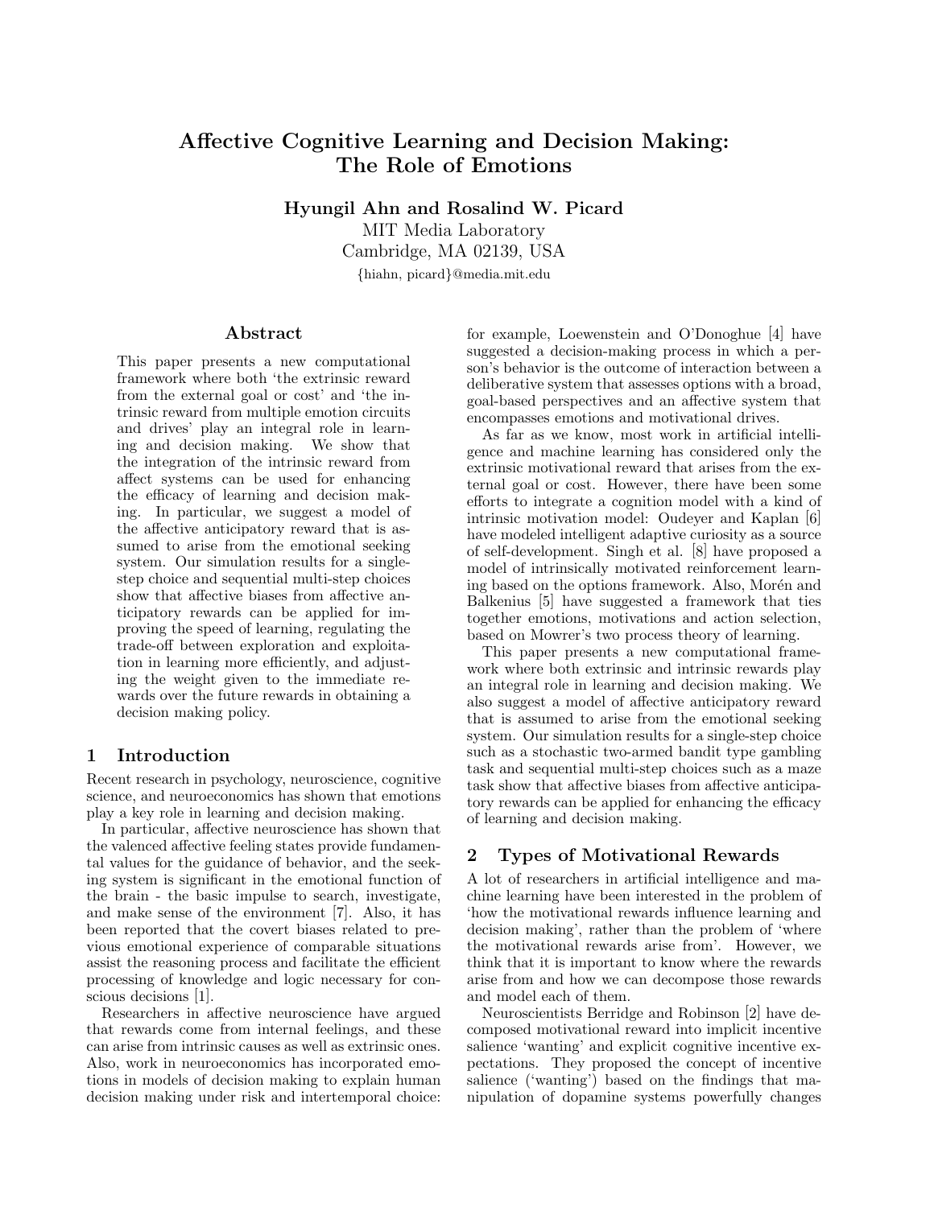# Affective Cognitive Learning and Decision Making: The Role of Emotions

**Hyungil Ahn and Rosalind W. Picard**

MIT Media Laboratory
Cambridge, MA 02139, USA
{hiahn, picard}@media.mit.edu

## Abstract

This paper presents a new computational framework where both 'the extrinsic reward from the external goal or cost' and 'the intrinsic reward from multiple emotion circuits and drives' play an integral role in learning and decision making. We show that the integration of the intrinsic reward from affect systems can be used for enhancing the efficacy of learning and decision making. In particular, we suggest a model of the affective anticipatory reward that is assumed to arise from the emotional seeking system. Our simulation results for a single-step choice and sequential multi-step choices show that affective biases from affective anticipatory rewards can be applied for improving the speed of learning, regulating the trade-off between exploration and exploitation in learning more efficiently, and adjusting the weight given to the immediate rewards over the future rewards in obtaining a decision making policy.

## 1 Introduction

Recent research in psychology, neuroscience, cognitive science, and neuroeconomics has shown that emotions play a key role in learning and decision making.

In particular, affective neuroscience has shown that the valenced affective feeling states provide fundamental values for the guidance of behavior, and the seeking system is significant in the emotional function of the brain - the basic impulse to search, investigate, and make sense of the environment [7]. Also, it has been reported that the covert biases related to previous emotional experience of comparable situations assist the reasoning process and facilitate the efficient processing of knowledge and logic necessary for conscious decisions [1].

Researchers in affective neuroscience have argued that rewards come from internal feelings, and these can arise from intrinsic causes as well as extrinsic ones. Also, work in neuroeconomics has incorporated emotions in models of decision making to explain human decision making under risk and intertemporal choice: for example, Loewenstein and O'Donoghue [4] have suggested a decision-making process in which a person's behavior is the outcome of interaction between a deliberative system that assesses options with a broad, goal-based perspectives and an affective system that encompasses emotions and motivational drives.

As far as we know, most work in artificial intelligence and machine learning has considered only the extrinsic motivational reward that arises from the external goal or cost. However, there have been some efforts to integrate a cognition model with a kind of intrinsic motivation model: Oudeyer and Kaplan [6] have modeled intelligent adaptive curiosity as a source of self-development. Singh et al. [8] have proposed a model of intrinsically motivated reinforcement learning based on the options framework. Also, Morén and Balkenius [5] have suggested a framework that ties together emotions, motivations and action selection, based on Mowrer's two process theory of learning.

This paper presents a new computational framework where both extrinsic and intrinsic rewards play an integral role in learning and decision making. We also suggest a model of affective anticipatory reward that is assumed to arise from the emotional seeking system. Our simulation results for a single-step choice such as a stochastic two-armed bandit type gambling task and sequential multi-step choices such as a maze task show that affective biases from affective anticipatory rewards can be applied for enhancing the efficacy of learning and decision making.

## 2 Types of Motivational Rewards

A lot of researchers in artificial intelligence and machine learning have been interested in the problem of 'how the motivational rewards influence learning and decision making', rather than the problem of 'where the motivational rewards arise from'. However, we think that it is important to know where the rewards arise from and how we can decompose those rewards and model each of them.

Neuroscientists Berridge and Robinson [2] have decomposed motivational reward into implicit incentive salience 'wanting' and explicit cognitive incentive expectations. They proposed the concept of incentive salience ('wanting') based on the findings that manipulation of dopamine systems powerfully changes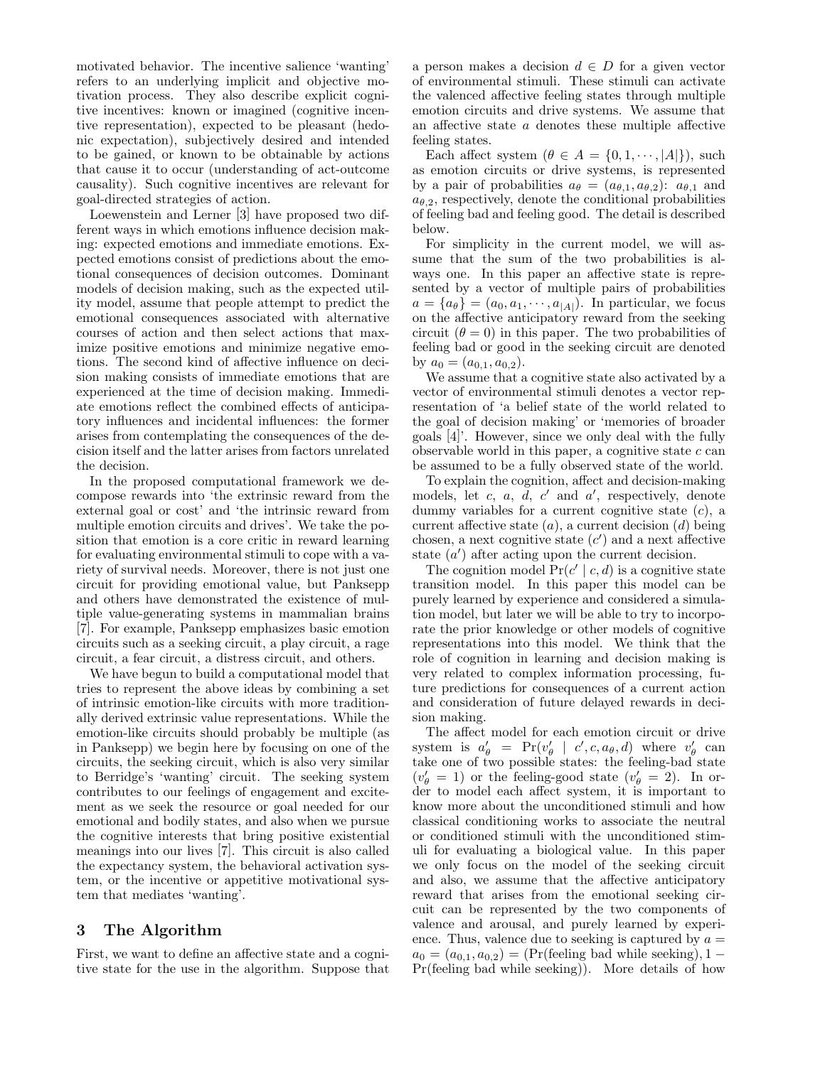motivated behavior. The incentive salience 'wanting' refers to an underlying implicit and objective motivation process. They also describe explicit cognitive incentives: known or imagined (cognitive incentive representation), expected to be pleasant (hedonic expectation), subjectively desired and intended to be gained, or known to be obtainable by actions that cause it to occur (understanding of act-outcome causality). Such cognitive incentives are relevant for goal-directed strategies of action.

Loewenstein and Lerner [3] have proposed two different ways in which emotions influence decision making: expected emotions and immediate emotions. Expected emotions consist of predictions about the emotional consequences of decision outcomes. Dominant models of decision making, such as the expected utility model, assume that people attempt to predict the emotional consequences associated with alternative courses of action and then select actions that maximize positive emotions and minimize negative emotions. The second kind of affective influence on decision making consists of immediate emotions that are experienced at the time of decision making. Immediate emotions reflect the combined effects of anticipatory influences and incidental influences: the former arises from contemplating the consequences of the decision itself and the latter arises from factors unrelated the decision.

In the proposed computational framework we decompose rewards into 'the extrinsic reward from the external goal or cost' and 'the intrinsic reward from multiple emotion circuits and drives'. We take the position that emotion is a core critic in reward learning for evaluating environmental stimuli to cope with a variety of survival needs. Moreover, there is not just one circuit for providing emotional value, but Panksepp and others have demonstrated the existence of multiple value-generating systems in mammalian brains [7]. For example, Panksepp emphasizes basic emotion circuits such as a seeking circuit, a play circuit, a rage circuit, a fear circuit, a distress circuit, and others.

We have begun to build a computational model that tries to represent the above ideas by combining a set of intrinsic emotion-like circuits with more traditionally derived extrinsic value representations. While the emotion-like circuits should probably be multiple (as in Panksepp) we begin here by focusing on one of the circuits, the seeking circuit, which is also very similar to Berridge's 'wanting' circuit. The seeking system contributes to our feelings of engagement and excitement as we seek the resource or goal needed for our emotional and bodily states, and also when we pursue the cognitive interests that bring positive existential meanings into our lives [7]. This circuit is also called the expectancy system, the behavioral activation system, or the incentive or appetitive motivational system that mediates 'wanting'.

## 3 The Algorithm

First, we want to define an affective state and a cognitive state for the use in the algorithm. Suppose that a person makes a decision $d \in D$ for a given vector of environmental stimuli. These stimuli can activate the valenced affective feeling states through multiple emotion circuits and drive systems. We assume that an affective state $a$ denotes these multiple affective feeling states.

Each affect system ($\theta \in A = \{0, 1, \cdots, |A|\}$), such as emotion circuits or drive systems, is represented by a pair of probabilities $a_\theta = (a_{\theta,1}, a_{\theta,2})$: $a_{\theta,1}$ and $a_{\theta,2}$, respectively, denote the conditional probabilities of feeling bad and feeling good. The detail is described below.

For simplicity in the current model, we will assume that the sum of the two probabilities is always one. In this paper an affective state is represented by a vector of multiple pairs of probabilities $a = \{a_\theta\} = (a_0, a_1, \cdots, a_{|A|})$. In particular, we focus on the affective anticipatory reward from the seeking circuit ($\theta = 0$) in this paper. The two probabilities of feeling bad or good in the seeking circuit are denoted by $a_0 = (a_{0,1}, a_{0,2})$.

We assume that a cognitive state also activated by a vector of environmental stimuli denotes a vector representation of 'a belief state of the world related to the goal of decision making' or 'memories of broader goals [4]'. However, since we only deal with the fully observable world in this paper, a cognitive state $c$ can be assumed to be a fully observed state of the world.

To explain the cognition, affect and decision-making models, let $c$, $a$, $d$, $c'$ and $a'$, respectively, denote dummy variables for a current cognitive state ($c$), a current affective state ($a$), a current decision ($d$) being chosen, a next cognitive state ($c'$) and a next affective state ($a'$) after acting upon the current decision.

The cognition model $\Pr(c' \mid c, d)$ is a cognitive state transition model. In this paper this model can be purely learned by experience and considered a simulation model, but later we will be able to try to incorporate the prior knowledge or other models of cognitive representations into this model. We think that the role of cognition in learning and decision making is very related to complex information processing, future predictions for consequences of a current action and consideration of future delayed rewards in decision making.

The affect model for each emotion circuit or drive system is $a'_\theta = \Pr(v'_\theta \mid c', c, a_\theta, d)$ where $v'_\theta$ can take one of two possible states: the feeling-bad state ($v'_\theta = 1$) or the feeling-good state ($v'_\theta = 2$). In order to model each affect system, it is important to know more about the unconditioned stimuli and how classical conditioning works to associate the neutral or conditioned stimuli with the unconditioned stimuli for evaluating a biological value. In this paper we only focus on the model of the seeking circuit and also, we assume that the affective anticipatory reward that arises from the emotional seeking circuit can be represented by the two components of valence and arousal, and purely learned by experience. Thus, valence due to seeking is captured by $a = a_0 = (a_{0,1}, a_{0,2}) = (\Pr(\text{feeling bad while seeking}), 1 - \Pr(\text{feeling bad while seeking}))$. More details of how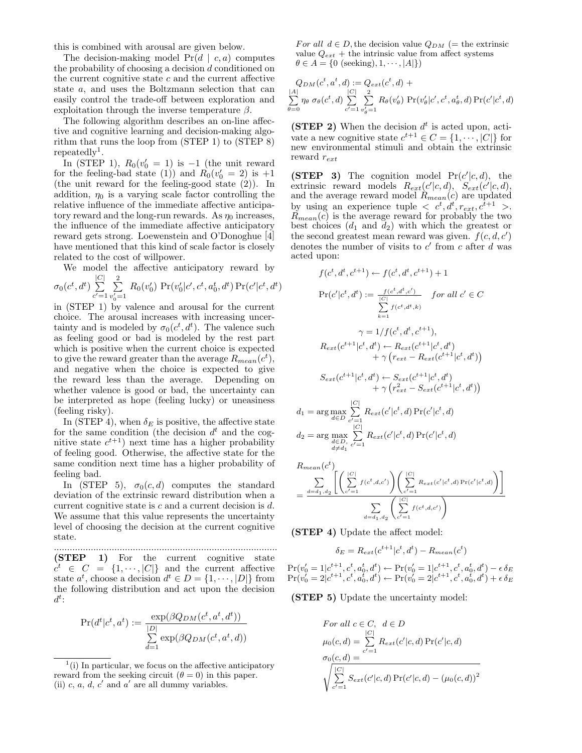this is combined with arousal are given below.

The decision-making model $\Pr(d \mid c, a)$ computes the probability of choosing a decision $d$ conditioned on the current cognitive state $c$ and the current affective state $a$, and uses the Boltzmann selection that can easily control the trade-off between exploration and exploitation through the inverse temperature $\beta$.

The following algorithm describes an on-line affective and cognitive learning and decision-making algorithm that runs the loop from (STEP 1) to (STEP 8) repeatedly[1].

In (STEP 1), $R_0(v'_0 = 1)$ is $-1$ (the unit reward for the feeling-bad state (1)) and $R_0(v'_0 = 2)$ is $+1$ (the unit reward for the feeling-good state (2)). In addition, $\eta_0$ is a varying scale factor controlling the relative influence of the immediate affective anticipatory reward and the long-run rewards. As $\eta_0$ increases, the influence of the immediate affective anticipatory reward gets strong. Loewenstein and O'Donoghue [4] have mentioned that this kind of scale factor is closely related to the cost of willpower.

We model the affective anticipatory reward by
$\sigma_0(c^t, d^t) \sum_{c'=1}^{|C|} \sum_{v'_0=1}^{2} R_0(v'_0) \Pr(v'_0|c', c^t, a_0^t, d^t) \Pr(c'|c^t, d^t)$
in (STEP 1) by valence and arousal for the current choice. The arousal increases with increasing uncertainty and is modeled by $\sigma_0(c^t, d^t)$. The valence such as feeling good or bad is modeled by the rest part which is positive when the current choice is expected to give the reward greater than the average $R_{mean}(c^t)$, and negative when the choice is expected to give the reward less than the average. Depending on whether valence is good or bad, the uncertainty can be interpreted as hope (feeling lucky) or uneasiness (feeling risky).

In (STEP 4), when $\delta_E$ is positive, the affective state for the same condition (the decision $d^t$ and the cognitive state $c^{t+1}$) next time has a higher probability of feeling good. Otherwise, the affective state for the same condition next time has a higher probability of feeling bad.

In (STEP 5), $\sigma_0(c, d)$ computes the standard deviation of the extrinsic reward distribution when a current cognitive state is $c$ and a current decision is $d$. We assume that this value represents the uncertainty level of choosing the decision at the current cognitive state.

---

**(STEP 1)** For the current cognitive state $c^t \in C = \{1, \cdots, |C|\}$ and the current affective state $a^t$, choose a decision $d^t \in D = \{1, \cdots, |D|\}$ from the following distribution and act upon the decision $d^t$:

$$\Pr(d^t|c^t, a^t) := \frac{\exp(\beta Q_{DM}(c^t, a^t, d^t))}{\sum_{d=1}^{|D|} \exp(\beta Q_{DM}(c^t, a^t, d))}$$

*For all* $d \in D$, the decision value $Q_{DM}$ (= the extrinsic value $Q_{ext}$ + the intrinsic value from affect systems $\theta \in A = \{0 \text{ (seeking)}, 1, \cdots, |A|\}$)

$$Q_{DM}(c^t, a^t, d) := Q_{ext}(c^t, d) + \sum_{\theta=0}^{|A|} \eta_\theta \, \sigma_\theta(c^t, d) \sum_{c'=1}^{|C|} \sum_{v'_\theta=1}^{2} R_\theta(v'_\theta) \Pr(v'_\theta|c', c^t, a_\theta^t, d) \Pr(c'|c^t, d)$$

**(STEP 2)** When the decision $d^t$ is acted upon, activate a new cognitive state $c^{t+1} \in C = \{1, \cdots, |C|\}$ for new environmental stimuli and obtain the extrinsic reward $r_{ext}$

**(STEP 3)** The cognition model $\Pr(c'|c, d)$, the extrinsic reward models $R_{ext}(c'|c, d)$, $S_{ext}(c'|c, d)$, and the average reward model $R_{mean}(c)$ are updated by using an experience tuple $< c^t, d^t, r_{ext}, c^{t+1} >$. $R_{mean}(c)$ is the average reward for probably the two best choices ($d_1$ and $d_2$) with which the greatest or the second greatest mean reward was given. $f(c, d, c')$ denotes the number of visits to $c'$ from $c$ after $d$ was acted upon:

$$f(c^t, d^t, c^{t+1}) \leftarrow f(c^t, d^t, c^{t+1}) + 1$$

$$\Pr(c'|c^t, d^t) := \frac{f(c^t, d^t, c')}{\sum_{k=1}^{|C|} f(c^t, d^t, k)} \quad \textit{for all } c' \in C$$

$$\gamma = 1/f(c^t, d^t, c^{t+1}),$$

$$R_{ext}(c^{t+1}|c^t, d^t) \leftarrow R_{ext}(c^{t+1}|c^t, d^t) + \gamma\left(r_{ext} - R_{ext}(c^{t+1}|c^t, d^t)\right)$$

$$S_{ext}(c^{t+1}|c^t, d^t) \leftarrow S_{ext}(c^{t+1}|c^t, d^t) + \gamma\left(r_{ext}^2 - S_{ext}(c^{t+1}|c^t, d^t)\right)$$

$$d_1 = \arg\max_{d \in D} \sum_{c'=1}^{|C|} R_{ext}(c'|c^t, d) \Pr(c'|c^t, d)$$

$$d_2 = \arg\max_{\substack{d \in D, \\ d \neq d_1}} \sum_{c'=1}^{|C|} R_{ext}(c'|c^t, d) \Pr(c'|c^t, d)$$

$$R_{mean}(c^t) = \frac{\sum_{d=d_1,d_2} \left[ \left( \sum_{c'=1}^{|C|} f(c^t, d, c') \right) \left( \sum_{c'=1}^{|C|} R_{ext}(c'|c^t, d) \Pr(c'|c^t, d) \right) \right]}{\sum_{d=d_1,d_2} \left( \sum_{c'=1}^{|C|} f(c^t, d, c') \right)}$$

**(STEP 4)** Update the affect model:

$$\delta_E = R_{ext}(c^{t+1}|c^t, d^t) - R_{mean}(c^t)$$

$$\Pr(v'_0 = 1|c^{t+1}, c^t, a_0^t, d^t) \leftarrow \Pr(v'_0 = 1|c^{t+1}, c^t, a_0^t, d^t) - \epsilon\, \delta_E$$
$$\Pr(v'_0 = 2|c^{t+1}, c^t, a_0^t, d^t) \leftarrow \Pr(v'_0 = 2|c^{t+1}, c^t, a_0^t, d^t) + \epsilon\, \delta_E$$

**(STEP 5)** Update the uncertainty model:

*For all* $c \in C$, $d \in D$

$$\mu_0(c, d) = \sum_{c'=1}^{|C|} R_{ext}(c'|c, d) \Pr(c'|c, d)$$

$$\sigma_0(c, d) = \sqrt{\sum_{c'=1}^{|C|} S_{ext}(c'|c, d) \Pr(c'|c, d) - (\mu_0(c, d))^2}$$

---

[1] (i) In particular, we focus on the affective anticipatory reward from the seeking circuit ($\theta = 0$) in this paper.
(ii) $c$, $a$, $d$, $c'$ and $a'$ are all dummy variables.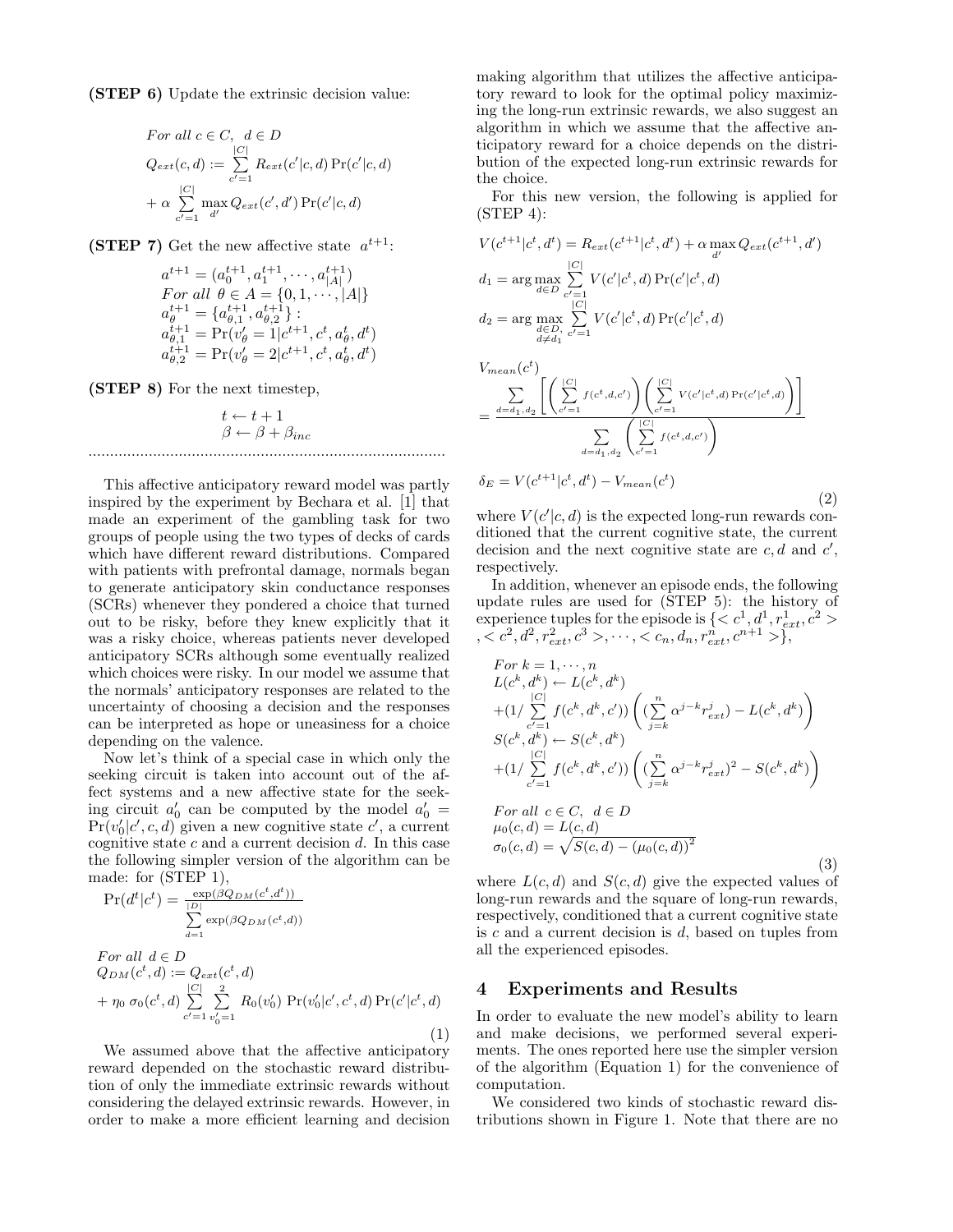**(STEP 6)** Update the extrinsic decision value:

$$
\begin{aligned}
&For\ all\ c \in C,\ \ d \in D \\
&Q_{ext}(c, d) := \sum_{c'=1}^{|C|} R_{ext}(c'|c, d) \Pr(c'|c, d) \\
&+ \alpha \sum_{c'=1}^{|C|} \max_{d'} Q_{ext}(c', d') \Pr(c'|c, d)
\end{aligned}
$$

**(STEP 7)** Get the new affective state $a^{t+1}$:

$$
\begin{aligned}
&a^{t+1} = (a_0^{t+1}, a_1^{t+1}, \cdots, a_{|A|}^{t+1}) \\
&For\ all\ \theta \in A = \{0, 1, \cdots, |A|\} \\
&a_\theta^{t+1} = \{a_{\theta,1}^{t+1}, a_{\theta,2}^{t+1}\} : \\
&a_{\theta,1}^{t+1} = \Pr(v'_\theta = 1 | c^{t+1}, c^t, a_\theta^t, d^t) \\
&a_{\theta,2}^{t+1} = \Pr(v'_\theta = 2 | c^{t+1}, c^t, a_\theta^t, d^t)
\end{aligned}
$$

**(STEP 8)** For the next timestep,

$$
\begin{aligned}
t &\leftarrow t + 1 \\
\beta &\leftarrow \beta + \beta_{inc}
\end{aligned}
$$

..................................................................................

This affective anticipatory reward model was partly inspired by the experiment by Bechara et al. [1] that made an experiment of the gambling task for two groups of people using the two types of decks of cards which have different reward distributions. Compared with patients with prefrontal damage, normals began to generate anticipatory skin conductance responses (SCRs) whenever they pondered a choice that turned out to be risky, before they knew explicitly that it was a risky choice, whereas patients never developed anticipatory SCRs although some eventually realized which choices were risky. In our model we assume that the normals' anticipatory responses are related to the uncertainty of choosing a decision and the responses can be interpreted as hope or uneasiness for a choice depending on the valence.

Now let's think of a special case in which only the seeking circuit is taken into account out of the affect systems and a new affective state for the seeking circuit $a'_0$ can be computed by the model $a'_0 = \Pr(v'_0 | c', c, d)$ given a new cognitive state $c'$, a current cognitive state $c$ and a current decision $d$. In this case the following simpler version of the algorithm can be made: for (STEP 1),

$$
\Pr(d^t|c^t) = \frac{\exp(\beta Q_{DM}(c^t, d^t))}{\sum_{d=1}^{|D|} \exp(\beta Q_{DM}(c^t, d))}
$$

$$
\begin{aligned}
&For\ all\ \ d \in D \\
&Q_{DM}(c^t, d) := Q_{ext}(c^t, d) \\
&+ \eta_0\ \sigma_0(c^t, d) \sum_{c'=1}^{|C|} \sum_{v'_0=1}^{2} R_0(v'_0)\ \Pr(v'_0 | c', c^t, d) \Pr(c'|c^t, d)
\end{aligned}
\tag{1}
$$

We assumed above that the affective anticipatory reward depended on the stochastic reward distribution of only the immediate extrinsic rewards without considering the delayed extrinsic rewards. However, in order to make a more efficient learning and decision making algorithm that utilizes the affective anticipatory reward to look for the optimal policy maximizing the long-run extrinsic rewards, we also suggest an algorithm in which we assume that the affective anticipatory reward for a choice depends on the distribution of the expected long-run extrinsic rewards for the choice.

For this new version, the following is applied for (STEP 4):

$$
\begin{aligned}
&V(c^{t+1}|c^t, d^t) = R_{ext}(c^{t+1}|c^t, d^t) + \alpha \max_{d'} Q_{ext}(c^{t+1}, d') \\
&d_1 = \arg\max_{d \in D} \sum_{c'=1}^{|C|} V(c'|c^t, d) \Pr(c'|c^t, d) \\
&d_2 = \arg\max_{d \in D,\ d \neq d_1} \sum_{c'=1}^{|C|} V(c'|c^t, d) \Pr(c'|c^t, d)
\end{aligned}
$$

$$
\begin{aligned}
&V_{mean}(c^t) \\
&= \frac{\sum_{d=d_1,d_2} \left[ \left( \sum_{c'=1}^{|C|} f(c^t, d, c') \right) \left( \sum_{c'=1}^{|C|} V(c'|c^t, d) \Pr(c'|c^t, d) \right) \right]}{\sum_{d=d_1,d_2} \left( \sum_{c'=1}^{|C|} f(c^t, d, c') \right)}
\end{aligned}
$$

$$
\delta_E = V(c^{t+1}|c^t, d^t) - V_{mean}(c^t)
\tag{2}
$$

where $V(c'|c, d)$ is the expected long-run rewards conditioned that the current cognitive state, the current decision and the next cognitive state are $c, d$ and $c'$, respectively.

In addition, whenever an episode ends, the following update rules are used for (STEP 5): the history of experience tuples for the episode is $\{< c^1, d^1, r^1_{ext}, c^2 >, < c^2, d^2, r^2_{ext}, c^3 >, \cdots, < c_n, d_n, r^n_{ext}, c^{n+1} >\}$,

$$
\begin{aligned}
&For\ k = 1, \cdots, n \\
&L(c^k, d^k) \leftarrow L(c^k, d^k) \\
&+ (1 / \sum_{c'=1}^{|C|} f(c^k, d^k, c')) \left( (\sum_{j=k}^{n} \alpha^{j-k} r^j_{ext}) - L(c^k, d^k) \right) \\
&S(c^k, d^k) \leftarrow S(c^k, d^k) \\
&+ (1 / \sum_{c'=1}^{|C|} f(c^k, d^k, c')) \left( (\sum_{j=k}^{n} \alpha^{j-k} r^j_{ext})^2 - S(c^k, d^k) \right) \\
&For\ all\ \ c \in C,\ \ d \in D \\
&\mu_0(c, d) = L(c, d) \\
&\sigma_0(c, d) = \sqrt{S(c, d) - (\mu_0(c, d))^2}
\end{aligned}
\tag{3}
$$

where $L(c, d)$ and $S(c, d)$ give the expected values of long-run rewards and the square of long-run rewards, respectively, conditioned that a current cognitive state is $c$ and a current decision is $d$, based on tuples from all the experienced episodes.

## 4 Experiments and Results

In order to evaluate the new model's ability to learn and make decisions, we performed several experiments. The ones reported here use the simpler version of the algorithm (Equation 1) for the convenience of computation.

We considered two kinds of stochastic reward distributions shown in Figure 1. Note that there are no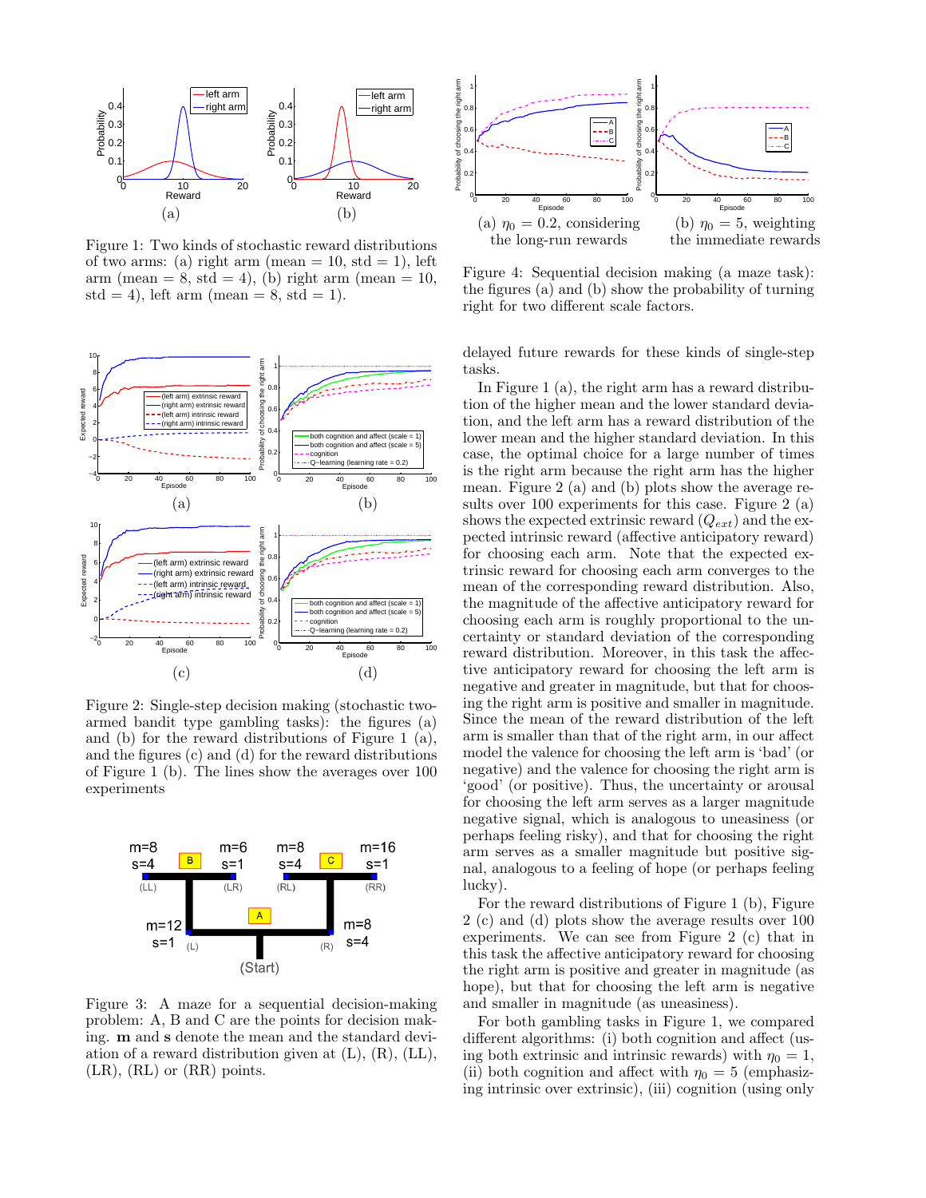Figure 1: Two kinds of stochastic reward distributions of two arms: (a) right arm (mean = 10, std = 1), left arm (mean = 8, std = 4), (b) right arm (mean = 10, std = 4), left arm (mean = 8, std = 1).

Figure 2: Single-step decision making (stochastic two-armed bandit type gambling tasks): the figures (a) and (b) for the reward distributions of Figure 1 (a), and the figures (c) and (d) for the reward distributions of Figure 1 (b). The lines show the averages over 100 experiments

Figure 3: A maze for a sequential decision-making problem: A, B and C are the points for decision making. **m** and **s** denote the mean and the standard deviation of a reward distribution given at (L), (R), (LL), (LR), (RL) or (RR) points.

(a) $\eta_0 = 0.2$, considering the long-run rewards

(b) $\eta_0 = 5$, weighting the immediate rewards

Figure 4: Sequential decision making (a maze task): the figures (a) and (b) show the probability of turning right for two different scale factors.

delayed future rewards for these kinds of single-step tasks.

In Figure 1 (a), the right arm has a reward distribution of the higher mean and the lower standard deviation, and the left arm has a reward distribution of the lower mean and the higher standard deviation. In this case, the optimal choice for a large number of times is the right arm because the right arm has the higher mean. Figure 2 (a) and (b) plots show the average results over 100 experiments for this case. Figure 2 (a) shows the expected extrinsic reward ($Q_{ext}$) and the expected intrinsic reward (affective anticipatory reward) for choosing each arm. Note that the expected extrinsic reward for choosing each arm converges to the mean of the corresponding reward distribution. Also, the magnitude of the affective anticipatory reward for choosing each arm is roughly proportional to the uncertainty or standard deviation of the corresponding reward distribution. Moreover, in this task the affective anticipatory reward for choosing the left arm is negative and greater in magnitude, but that for choosing the right arm is positive and smaller in magnitude. Since the mean of the reward distribution of the left arm is smaller than that of the right arm, in our affect model the valence for choosing the left arm is 'bad' (or negative) and the valence for choosing the right arm is 'good' (or positive). Thus, the uncertainty or arousal for choosing the left arm serves as a larger magnitude negative signal, which is analogous to uneasiness (or perhaps feeling risky), and that for choosing the right arm serves as a smaller magnitude but positive signal, analogous to a feeling of hope (or perhaps feeling lucky).

For the reward distributions of Figure 1 (b), Figure 2 (c) and (d) plots show the average results over 100 experiments. We can see from Figure 2 (c) that in this task the affective anticipatory reward for choosing the right arm is positive and greater in magnitude (as hope), but that for choosing the left arm is negative and smaller in magnitude (as uneasiness).

For both gambling tasks in Figure 1, we compared different algorithms: (i) both cognition and affect (using both extrinsic and intrinsic rewards) with $\eta_0 = 1$, (ii) both cognition and affect with $\eta_0 = 5$ (emphasizing intrinsic over extrinsic), (iii) cognition (using only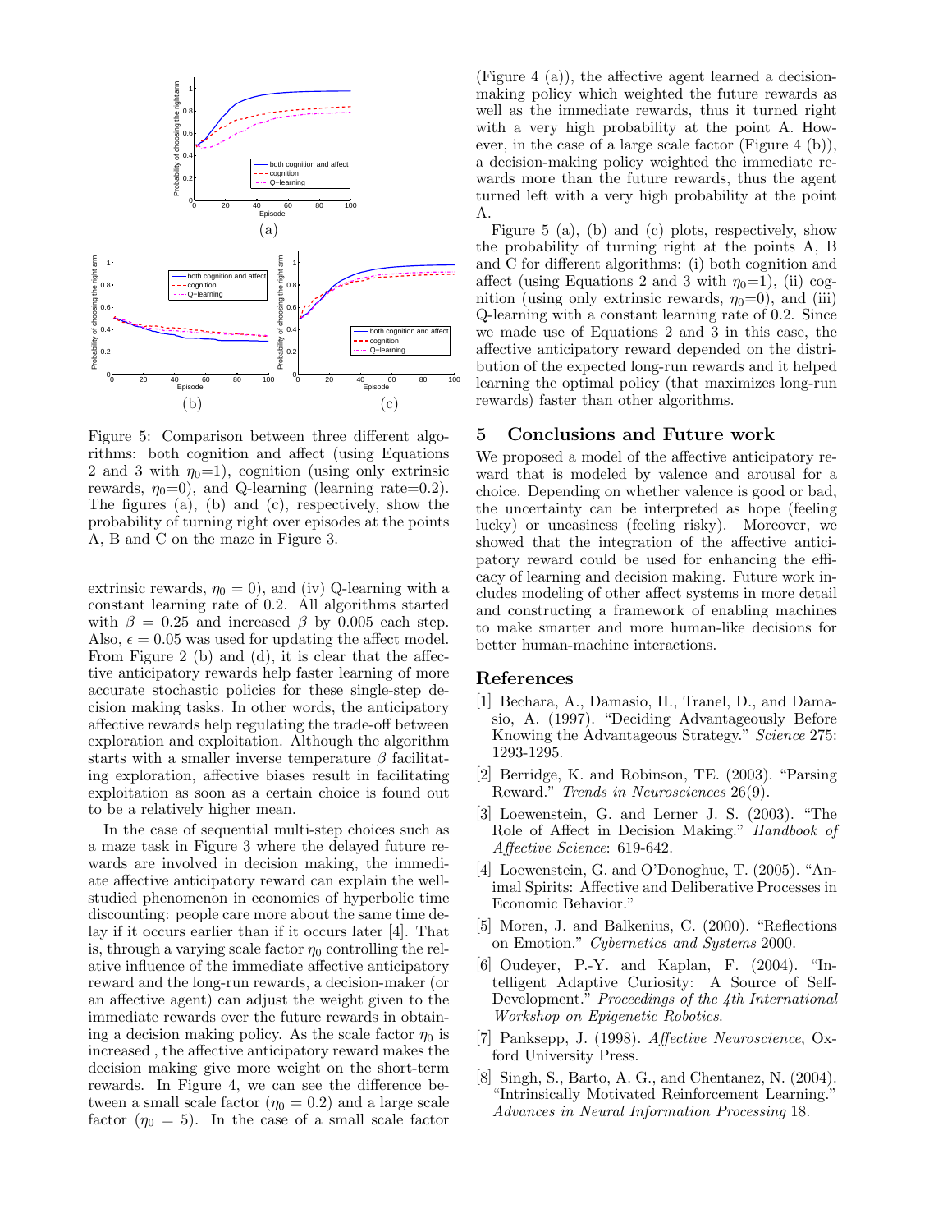Probability of choosing the right arm

1
0.8
0.6
0.4
0.2
0

0 20 40 60 80 100

Episode

both cognition and affect
cognition
Q−learning

(a)

Probability of choosing the right arm

1
0.8
0.6
0.4
0.2
0

0 20 40 60 80 100

Episode

both cognition and affect
cognition
Q−learning

(b)

Probability of choosing the right arm

1
0.8
0.6
0.4
0.2
0

0 20 40 60 80 100

Episode

both cognition and affect
cognition
Q−learning

(c)

Figure 5: Comparison between three different algorithms: both cognition and affect (using Equations 2 and 3 with $\eta_0$=1), cognition (using only extrinsic rewards, $\eta_0$=0), and Q-learning (learning rate=0.2). The figures (a), (b) and (c), respectively, show the probability of turning right over episodes at the points A, B and C on the maze in Figure 3.

extrinsic rewards, $\eta_0 = 0$), and (iv) Q-learning with a constant learning rate of 0.2. All algorithms started with $\beta = 0.25$ and increased $\beta$ by 0.005 each step. Also, $\epsilon = 0.05$ was used for updating the affect model. From Figure 2 (b) and (d), it is clear that the affective anticipatory rewards help faster learning of more accurate stochastic policies for these single-step decision making tasks. In other words, the anticipatory affective rewards help regulating the trade-off between exploration and exploitation. Although the algorithm starts with a smaller inverse temperature $\beta$ facilitating exploration, affective biases result in facilitating exploitation as soon as a certain choice is found out to be a relatively higher mean.

In the case of sequential multi-step choices such as a maze task in Figure 3 where the delayed future rewards are involved in decision making, the immediate affective anticipatory reward can explain the well-studied phenomenon in economics of hyperbolic time discounting: people care more about the same time delay if it occurs earlier than if it occurs later [4]. That is, through a varying scale factor $\eta_0$ controlling the relative influence of the immediate affective anticipatory reward and the long-run rewards, a decision-maker (or an affective agent) can adjust the weight given to the immediate rewards over the future rewards in obtaining a decision making policy. As the scale factor $\eta_0$ is increased , the affective anticipatory reward makes the decision making give more weight on the short-term rewards. In Figure 4, we can see the difference between a small scale factor ($\eta_0 = 0.2$) and a large scale factor ($\eta_0 = 5$). In the case of a small scale factor (Figure 4 (a)), the affective agent learned a decision-making policy which weighted the future rewards as well as the immediate rewards, thus it turned right with a very high probability at the point A. However, in the case of a large scale factor (Figure 4 (b)), a decision-making policy weighted the immediate rewards more than the future rewards, thus the agent turned left with a very high probability at the point A.

Figure 5 (a), (b) and (c) plots, respectively, show the probability of turning right at the points A, B and C for different algorithms: (i) both cognition and affect (using Equations 2 and 3 with $\eta_0$=1), (ii) cognition (using only extrinsic rewards, $\eta_0$=0), and (iii) Q-learning with a constant learning rate of 0.2. Since we made use of Equations 2 and 3 in this case, the affective anticipatory reward depended on the distribution of the expected long-run rewards and it helped learning the optimal policy (that maximizes long-run rewards) faster than other algorithms.

## 5 Conclusions and Future work

We proposed a model of the affective anticipatory reward that is modeled by valence and arousal for a choice. Depending on whether valence is good or bad, the uncertainty can be interpreted as hope (feeling lucky) or uneasiness (feeling risky). Moreover, we showed that the integration of the affective anticipatory reward could be used for enhancing the efficacy of learning and decision making. Future work includes modeling of other affect systems in more detail and constructing a framework of enabling machines to make smarter and more human-like decisions for better human-machine interactions.

## References

[1] Bechara, A., Damasio, H., Tranel, D., and Damasio, A. (1997). "Deciding Advantageously Before Knowing the Advantageous Strategy." *Science* 275: 1293-1295.

[2] Berridge, K. and Robinson, TE. (2003). "Parsing Reward." *Trends in Neurosciences* 26(9).

[3] Loewenstein, G. and Lerner J. S. (2003). "The Role of Affect in Decision Making." *Handbook of Affective Science*: 619-642.

[4] Loewenstein, G. and O'Donoghue, T. (2005). "Animal Spirits: Affective and Deliberative Processes in Economic Behavior."

[5] Moren, J. and Balkenius, C. (2000). "Reflections on Emotion." *Cybernetics and Systems* 2000.

[6] Oudeyer, P.-Y. and Kaplan, F. (2004). "Intelligent Adaptive Curiosity: A Source of Self-Development." *Proceedings of the 4th International Workshop on Epigenetic Robotics*.

[7] Panksepp, J. (1998). *Affective Neuroscience*, Oxford University Press.

[8] Singh, S., Barto, A. G., and Chentanez, N. (2004). "Intrinsically Motivated Reinforcement Learning." *Advances in Neural Information Processing* 18.